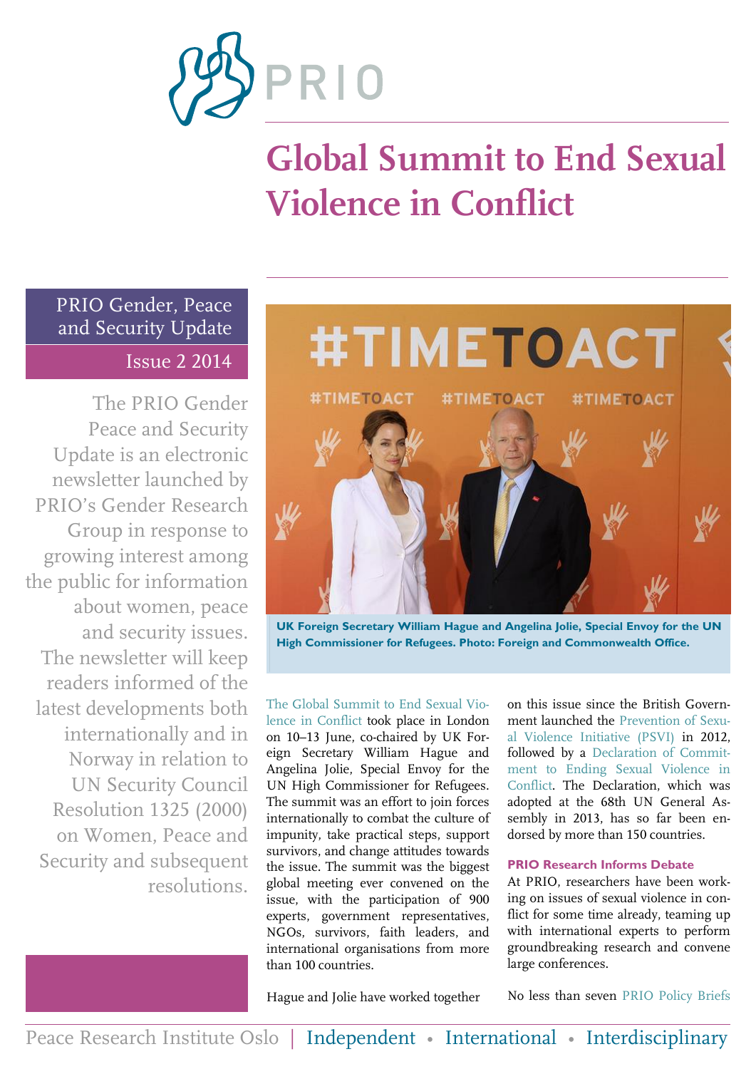PRIO

# Global Summit to End Sexual Violence in Conflict

PRIO Gender, Peace and Security Update

Issue 2 2014

The PRIO Gender Peace and Security Update is an electronic newsletter launched by PRIO's Gender Research Group in response to growing interest among the public for information about women, peace and security issues. The newsletter will keep readers informed of the latest developments both internationally and in Norway in relation to UN Security Council Resolution 1325 (2000) on Women, Peace and Security and subsequent resolutions.

**UK Foreign Secretary William Hague and Angelina Jolie, Special Envoy for the UN High Commissioner for Refugees. Photo: Foreign and Commonwealth Office.**

The Global Summit to End Sexual Violence in Conflict took place in London on 10–13 June, co-chaired by UK Foreign Secretary William Hague and Angelina Jolie, Special Envoy for the UN High Commissioner for Refugees. The summit was an effort to join forces internationally to combat the culture of impunity, take practical steps, support survivors, and change attitudes towards the issue. The summit was the biggest global meeting ever convened on the issue, with the participation of 900 experts, government representatives, NGOs, survivors, faith leaders, and international organisations from more than 100 countries.

Hague and Jolie have worked together on this issue since the British Government launched the Prevention of Sexual Violence Initiative (PSVI) in 2012, followed by a Declaration of Commitment to Ending Sexual Violence in Conflict. The Declaration, which was adopted at the 68th UN General Assembly in 2013, has so far been endorsed by more than 150 countries.

### PRIO Research Informs Debate

At PRIO, researchers have been working on issues of sexual violence in conflict for some time already, teaming up with international experts to perform groundbreaking research and convene large conferences.

No less than seven PRIO Policy Briefs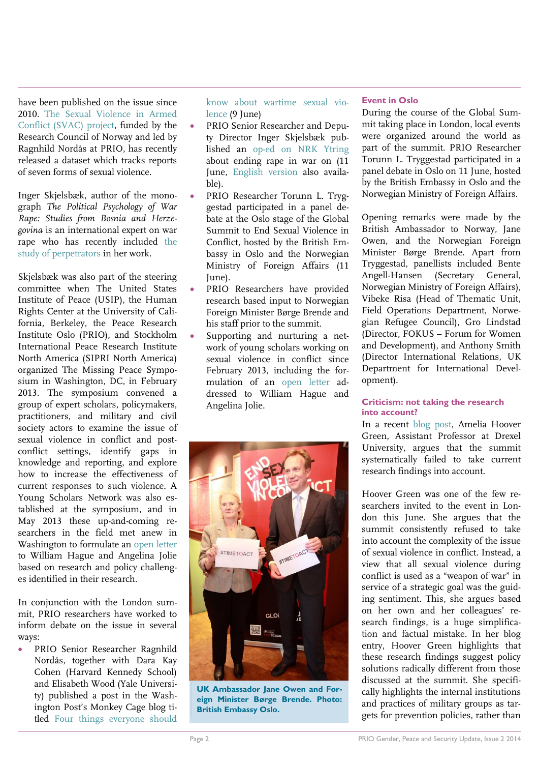have been published on the issue since 2010. The Sexual Violence in Armed Conflict (SVAC) project, funded by the Research Council of Norway and led by Ragnhild Nordås at PRIO, has recently released a dataset which tracks reports of seven forms of sexual violence.

Inger Skjelsbæk, author of the monograph *The Political Psychology of War Rape: Studies from Bosnia and Herzegovina* is an international expert on war rape who has recently included the study of perpetrators in her work.

Skjelsbæk was also part of the steering committee when The United States Institute of Peace (USIP), the Human Rights Center at the University of California, Berkeley, the Peace Research Institute Oslo (PRIO), and Stockholm International Peace Research Institute North America (SIPRI North America) organized The Missing Peace Symposium in Washington, DC, in February 2013. The symposium convened a group of expert scholars, policymakers, practitioners, and military and civil society actors to examine the issue of sexual violence in conflict and post-conflict settings, identify gaps in knowledge and reporting, and explore how to increase the effectiveness of current responses to such violence. A Young Scholars Network was also established at the symposium, and in May 2013 these up-and-coming researchers in the field met anew in Washington to formulate an open letter to William Hague and Angelina Jolie based on research and policy challenges identified in their research.

In conjunction with the London summit, PRIO researchers have worked to inform debate on the issue in several ways:

- PRIO Senior Researcher Ragnhild Nordås, together with Dara Kay Cohen (Harvard Kennedy School) and Elisabeth Wood (Yale University) published a post in the Washington Post's Monkey Cage blog titled Four things everyone should know about wartime sexual violence (9 June)
- PRIO Senior Researcher and Deputy Director Inger Skjelsbæk published an op-ed on NRK Ytring about ending rape in war on (11 June, English version also available).
- PRIO Researcher Torunn L. Tryggestad participated in a panel debate at the Oslo stage of the Global Summit to End Sexual Violence in Conflict, hosted by the British Embassy in Oslo and the Norwegian Ministry of Foreign Affairs (11 June).
- PRIO Researchers have provided research based input to Norwegian Foreign Minister Børge Brende and his staff prior to the summit.
- Supporting and nurturing a network of young scholars working on sexual violence in conflict since February 2013, including the formulation of an open letter addressed to William Hague and Angelina Jolie.

**UK Ambassador Jane Owen and Foreign Minister Børge Brende. Photo: British Embassy Oslo.**

### Event in Oslo

During the course of the Global Summit taking place in London, local events were organized around the world as part of the summit. PRIO Researcher Torunn L. Tryggestad participated in a panel debate in Oslo on 11 June, hosted by the British Embassy in Oslo and the Norwegian Ministry of Foreign Affairs.

Opening remarks were made by the British Ambassador to Norway, Jane Owen, and the Norwegian Foreign Minister Børge Brende. Apart from Tryggestad, panellists included Bente Angell-Hansen (Secretary General, Norwegian Ministry of Foreign Affairs), Vibeke Risa (Head of Thematic Unit, Field Operations Department, Norwegian Refugee Council), Gro Lindstad (Director, FOKUS – Forum for Women and Development), and Anthony Smith (Director International Relations, UK Department for International Development).

### Criticism: not taking the research into account?

In a recent blog post, Amelia Hoover Green, Assistant Professor at Drexel University, argues that the summit systematically failed to take current research findings into account.

Hoover Green was one of the few researchers invited to the event in London this June. She argues that the summit consistently refused to take into account the complexity of the issue of sexual violence in conflict. Instead, a view that all sexual violence during conflict is used as a "weapon of war" in service of a strategic goal was the guiding sentiment. This, she argues based on her own and her colleagues' research findings, is a huge simplification and factual mistake. In her blog entry, Hoover Green highlights that these research findings suggest policy solutions radically different from those discussed at the summit. She specifically highlights the internal institutions and practices of military groups as targets for prevention policies, rather than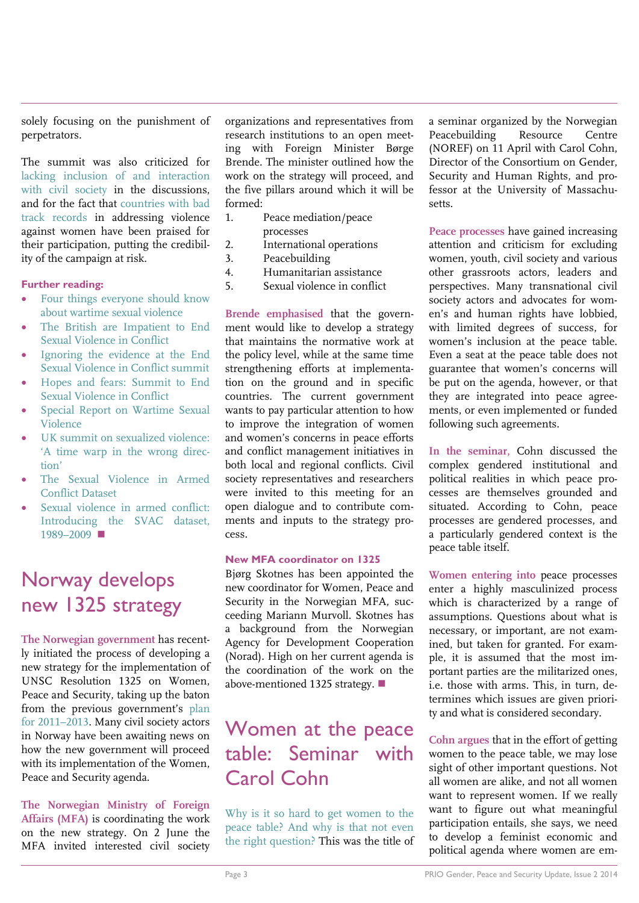solely focusing on the punishment of perpetrators.

The summit was also criticized for lacking inclusion of and interaction with civil society in the discussions, and for the fact that countries with bad track records in addressing violence against women have been praised for their participation, putting the credibility of the campaign at risk.

**Further reading:**

- Four things everyone should know about wartime sexual violence
- The British are Impatient to End Sexual Violence in Conflict
- Ignoring the evidence at the End Sexual Violence in Conflict summit
- Hopes and fears: Summit to End Sexual Violence in Conflict
- Special Report on Wartime Sexual Violence
- UK summit on sexualized violence: 'A time warp in the wrong direction'
- The Sexual Violence in Armed Conflict Dataset
- Sexual violence in armed conflict: Introducing the SVAC dataset, 1989–2009 ■

# Norway develops new 1325 strategy

**The Norwegian government** has recently initiated the process of developing a new strategy for the implementation of UNSC Resolution 1325 on Women, Peace and Security, taking up the baton from the previous government's plan for 2011–2013. Many civil society actors in Norway have been awaiting news on how the new government will proceed with its implementation of the Women, Peace and Security agenda.

**The Norwegian Ministry of Foreign Affairs (MFA)** is coordinating the work on the new strategy. On 2 June the MFA invited interested civil society organizations and representatives from research institutions to an open meeting with Foreign Minister Børge Brende. The minister outlined how the work on the strategy will proceed, and the five pillars around which it will be formed:

1. Peace mediation/peace processes
2. International operations
3. Peacebuilding
4. Humanitarian assistance
5. Sexual violence in conflict

**Brende emphasised** that the government would like to develop a strategy that maintains the normative work at the policy level, while at the same time strengthening efforts at implementation on the ground and in specific countries. The current government wants to pay particular attention to how to improve the integration of women and women's concerns in peace efforts and conflict management initiatives in both local and regional conflicts. Civil society representatives and researchers were invited to this meeting for an open dialogue and to contribute comments and inputs to the strategy process.

**New MFA coordinator on 1325**

Bjørg Skotnes has been appointed the new coordinator for Women, Peace and Security in the Norwegian MFA, succeeding Mariann Murvoll. Skotnes has a background from the Norwegian Agency for Development Cooperation (Norad). High on her current agenda is the coordination of the work on the above-mentioned 1325 strategy. ■

# Women at the peace table: Seminar with Carol Cohn

Why is it so hard to get women to the peace table? And why is that not even the right question? This was the title of a seminar organized by the Norwegian Peacebuilding Resource Centre (NOREF) on 11 April with Carol Cohn, Director of the Consortium on Gender, Security and Human Rights, and professor at the University of Massachusetts.

**Peace processes** have gained increasing attention and criticism for excluding women, youth, civil society and various other grassroots actors, leaders and perspectives. Many transnational civil society actors and advocates for women's and human rights have lobbied, with limited degrees of success, for women's inclusion at the peace table. Even a seat at the peace table does not guarantee that women's concerns will be put on the agenda, however, or that they are integrated into peace agreements, or even implemented or funded following such agreements.

**In the seminar,** Cohn discussed the complex gendered institutional and political realities in which peace processes are themselves grounded and situated. According to Cohn, peace processes are gendered processes, and a particularly gendered context is the peace table itself.

**Women entering into** peace processes enter a highly masculinized process which is characterized by a range of assumptions. Questions about what is necessary, or important, are not examined, but taken for granted. For example, it is assumed that the most important parties are the militarized ones, i.e. those with arms. This, in turn, determines which issues are given priority and what is considered secondary.

**Cohn argues** that in the effort of getting women to the peace table, we may lose sight of other important questions. Not all women are alike, and not all women want to represent women. If we really want to figure out what meaningful participation entails, she says, we need to develop a feminist economic and political agenda where women are em-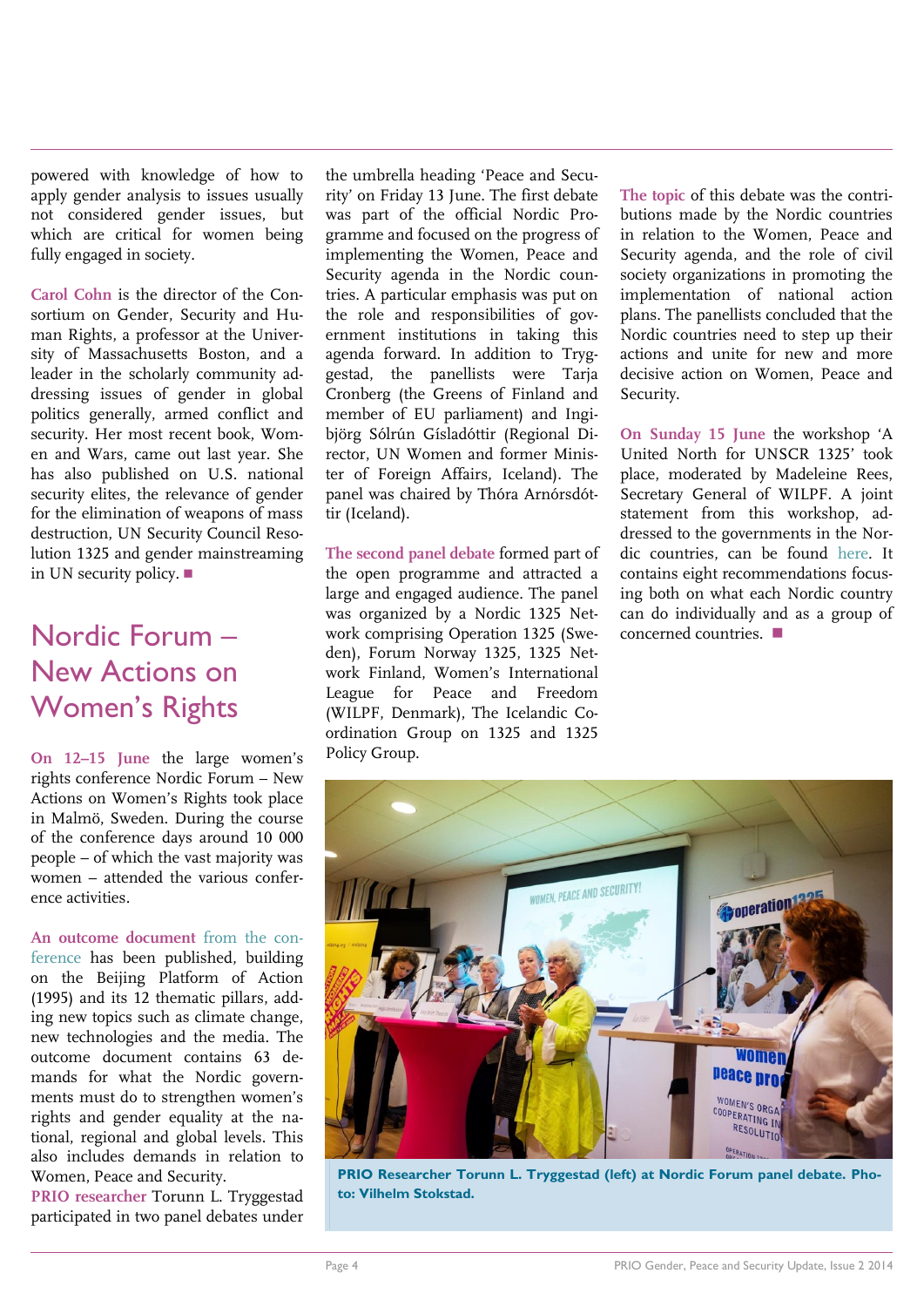powered with knowledge of how to apply gender analysis to issues usually not considered gender issues, but which are critical for women being fully engaged in society.

**Carol Cohn** is the director of the Consortium on Gender, Security and Human Rights, a professor at the University of Massachusetts Boston, and a leader in the scholarly community addressing issues of gender in global politics generally, armed conflict and security. Her most recent book, Women and Wars, came out last year. She has also published on U.S. national security elites, the relevance of gender for the elimination of weapons of mass destruction, UN Security Council Resolution 1325 and gender mainstreaming in UN security policy. ■

# Nordic Forum – New Actions on Women's Rights

**On 12–15 June** the large women's rights conference Nordic Forum – New Actions on Women's Rights took place in Malmö, Sweden. During the course of the conference days around 10 000 people – of which the vast majority was women – attended the various conference activities.

**An outcome document** from the conference has been published, building on the Beijing Platform of Action (1995) and its 12 thematic pillars, adding new topics such as climate change, new technologies and the media. The outcome document contains 63 demands for what the Nordic governments must do to strengthen women's rights and gender equality at the national, regional and global levels. This also includes demands in relation to Women, Peace and Security.

**PRIO researcher** Torunn L. Tryggestad participated in two panel debates under the umbrella heading 'Peace and Security' on Friday 13 June. The first debate was part of the official Nordic Programme and focused on the progress of implementing the Women, Peace and Security agenda in the Nordic countries. A particular emphasis was put on the role and responsibilities of government institutions in taking this agenda forward. In addition to Tryggestad, the panellists were Tarja Cronberg (the Greens of Finland and member of EU parliament) and Ingibjörg Sólrún Gísladóttir (Regional Director, UN Women and former Minister of Foreign Affairs, Iceland). The panel was chaired by Thóra Arnórsdóttir (Iceland).

**The second panel debate** formed part of the open programme and attracted a large and engaged audience. The panel was organized by a Nordic 1325 Network comprising Operation 1325 (Sweden), Forum Norway 1325, 1325 Network Finland, Women's International League for Peace and Freedom (WILPF, Denmark), The Icelandic Coordination Group on 1325 and 1325 Policy Group.

**The topic** of this debate was the contributions made by the Nordic countries in relation to the Women, Peace and Security agenda, and the role of civil society organizations in promoting the implementation of national action plans. The panellists concluded that the Nordic countries need to step up their actions and unite for new and more decisive action on Women, Peace and Security.

**On Sunday 15 June** the workshop 'A United North for UNSCR 1325' took place, moderated by Madeleine Rees, Secretary General of WILPF. A joint statement from this workshop, addressed to the governments in the Nordic countries, can be found here. It contains eight recommendations focusing both on what each Nordic country can do individually and as a group of concerned countries. ■

**PRIO Researcher Torunn L. Tryggestad (left) at Nordic Forum panel debate. Photo: Vilhelm Stokstad.**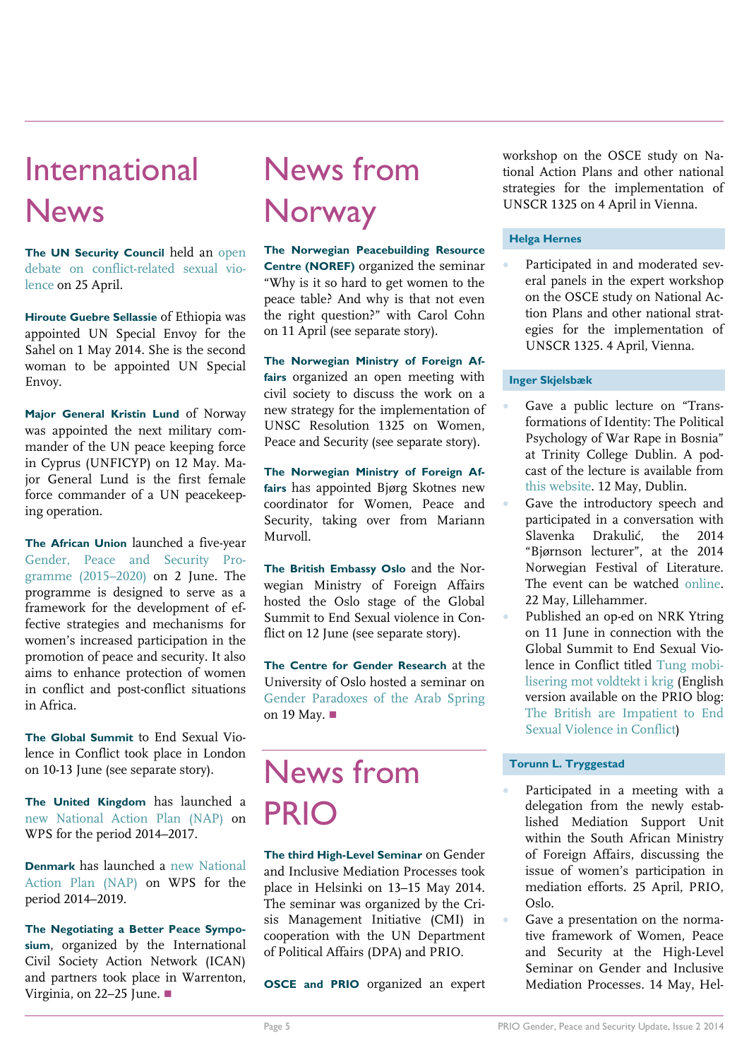# International News

**The UN Security Council** held an open debate on conflict-related sexual violence on 25 April.

**Hiroute Guebre Sellassie** of Ethiopia was appointed UN Special Envoy for the Sahel on 1 May 2014. She is the second woman to be appointed UN Special Envoy.

**Major General Kristin Lund** of Norway was appointed the next military commander of the UN peace keeping force in Cyprus (UNFICYP) on 12 May. Major General Lund is the first female force commander of a UN peacekeeping operation.

**The African Union** launched a five-year Gender, Peace and Security Programme (2015–2020) on 2 June. The programme is designed to serve as a framework for the development of effective strategies and mechanisms for women's increased participation in the promotion of peace and security. It also aims to enhance protection of women in conflict and post-conflict situations in Africa.

**The Global Summit** to End Sexual Violence in Conflict took place in London on 10-13 June (see separate story).

**The United Kingdom** has launched a new National Action Plan (NAP) on WPS for the period 2014–2017.

**Denmark** has launched a new National Action Plan (NAP) on WPS for the period 2014–2019.

**The Negotiating a Better Peace Symposium**, organized by the International Civil Society Action Network (ICAN) and partners took place in Warrenton, Virginia, on 22–25 June. ■

# News from Norway

**The Norwegian Peacebuilding Resource Centre (NOREF)** organized the seminar "Why is it so hard to get women to the peace table? And why is that not even the right question?" with Carol Cohn on 11 April (see separate story).

**The Norwegian Ministry of Foreign Affairs** organized an open meeting with civil society to discuss the work on a new strategy for the implementation of UNSC Resolution 1325 on Women, Peace and Security (see separate story).

**The Norwegian Ministry of Foreign Affairs** has appointed Bjørg Skotnes new coordinator for Women, Peace and Security, taking over from Mariann Murvoll.

**The British Embassy Oslo** and the Norwegian Ministry of Foreign Affairs hosted the Oslo stage of the Global Summit to End Sexual violence in Conflict on 12 June (see separate story).

**The Centre for Gender Research** at the University of Oslo hosted a seminar on Gender Paradoxes of the Arab Spring on 19 May. ■

# News from PRIO

**The third High-Level Seminar** on Gender and Inclusive Mediation Processes took place in Helsinki on 13–15 May 2014. The seminar was organized by the Crisis Management Initiative (CMI) in cooperation with the UN Department of Political Affairs (DPA) and PRIO.

**OSCE and PRIO** organized an expert workshop on the OSCE study on National Action Plans and other national strategies for the implementation of UNSCR 1325 on 4 April in Vienna.

**Helga Hernes**

- Participated in and moderated several panels in the expert workshop on the OSCE study on National Action Plans and other national strategies for the implementation of UNSCR 1325. 4 April, Vienna.

**Inger Skjelsbæk**

- Gave a public lecture on "Transformations of Identity: The Political Psychology of War Rape in Bosnia" at Trinity College Dublin. A podcast of the lecture is available from this website. 12 May, Dublin.
- Gave the introductory speech and participated in a conversation with Slavenka Drakulić, the 2014 "Bjørnson lecturer", at the 2014 Norwegian Festival of Literature. The event can be watched online. 22 May, Lillehammer.
- Published an op-ed on NRK Ytring on 11 June in connection with the Global Summit to End Sexual Violence in Conflict titled Tung mobilisering mot voldtekt i krig (English version available on the PRIO blog: The British are Impatient to End Sexual Violence in Conflict)

**Torunn L. Tryggestad**

- Participated in a meeting with a delegation from the newly established Mediation Support Unit within the South African Ministry of Foreign Affairs, discussing the issue of women's participation in mediation efforts. 25 April, PRIO, Oslo.
- Gave a presentation on the normative framework of Women, Peace and Security at the High-Level Seminar on Gender and Inclusive Mediation Processes. 14 May, Hel-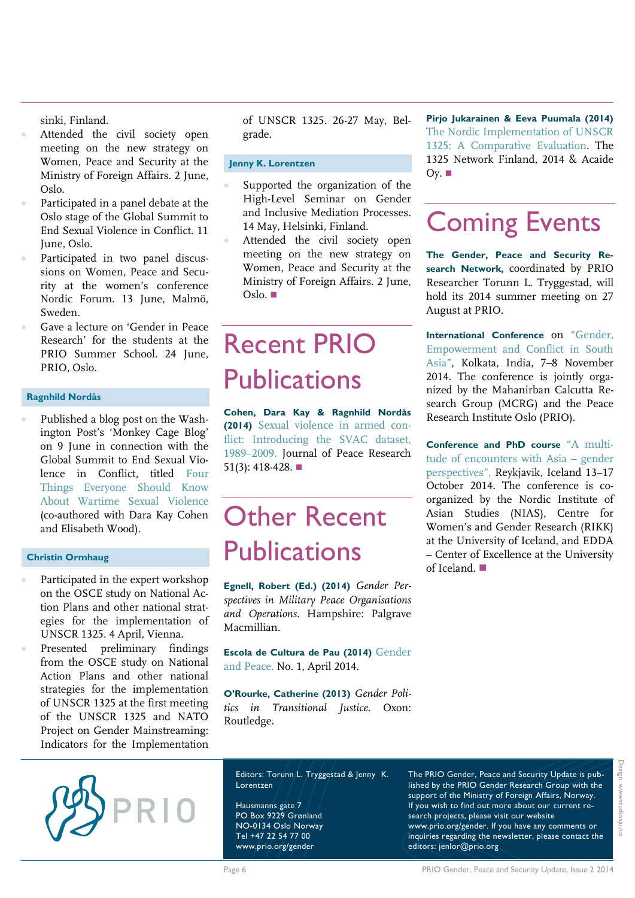sinki, Finland.

- Attended the civil society open meeting on the new strategy on Women, Peace and Security at the Ministry of Foreign Affairs. 2 June, Oslo.
- Participated in a panel debate at the Oslo stage of the Global Summit to End Sexual Violence in Conflict. 11 June, Oslo.
- Participated in two panel discussions on Women, Peace and Security at the women's conference Nordic Forum. 13 June, Malmö, Sweden.
- Gave a lecture on 'Gender in Peace Research' for the students at the PRIO Summer School. 24 June, PRIO, Oslo.

### Ragnhild Nordås

- Published a blog post on the Washington Post's 'Monkey Cage Blog' on 9 June in connection with the Global Summit to End Sexual Violence in Conflict, titled Four Things Everyone Should Know About Wartime Sexual Violence (co-authored with Dara Kay Cohen and Elisabeth Wood).

### Christin Ormhaug

- Participated in the expert workshop on the OSCE study on National Action Plans and other national strategies for the implementation of UNSCR 1325. 4 April, Vienna.
- Presented preliminary findings from the OSCE study on National Action Plans and other national strategies for the implementation of UNSCR 1325 at the first meeting of the UNSCR 1325 and NATO Project on Gender Mainstreaming: Indicators for the Implementation of UNSCR 1325. 26-27 May, Belgrade.

### Jenny K. Lorentzen

- Supported the organization of the High-Level Seminar on Gender and Inclusive Mediation Processes. 14 May, Helsinki, Finland.
- Attended the civil society open meeting on the new strategy on Women, Peace and Security at the Ministry of Foreign Affairs. 2 June, Oslo. ■

# Recent PRIO Publications

**Cohen, Dara Kay & Ragnhild Nordås (2014)** Sexual violence in armed conflict: Introducing the SVAC dataset, 1989–2009. Journal of Peace Research 51(3): 418-428. ■

# Other Recent Publications

**Egnell, Robert (Ed.) (2014)** *Gender Perspectives in Military Peace Organisations and Operations*. Hampshire: Palgrave Macmillian.

**Escola de Cultura de Pau (2014)** Gender and Peace. No. 1, April 2014.

**O'Rourke, Catherine (2013)** *Gender Politics in Transitional Justice*. Oxon: Routledge.

**Pirjo Jukarainen & Eeva Puumala (2014)** The Nordic Implementation of UNSCR 1325: A Comparative Evaluation. The 1325 Network Finland, 2014 & Acaide Oy. ■

# Coming Events

**The Gender, Peace and Security Research Network,** coordinated by PRIO Researcher Torunn L. Tryggestad, will hold its 2014 summer meeting on 27 August at PRIO.

**International Conference** on "Gender, Empowerment and Conflict in South Asia", Kolkata, India, 7–8 November 2014. The conference is jointly organized by the Mahanirban Calcutta Research Group (MCRG) and the Peace Research Institute Oslo (PRIO).

**Conference and PhD course** "A multitude of encounters with Asia – gender perspectives", Reykjavik, Iceland 13–17 October 2014. The conference is co-organized by the Nordic Institute of Asian Studies (NIAS), Centre for Women's and Gender Research (RIKK) at the University of Iceland, and EDDA – Center of Excellence at the University of Iceland. ■

PRIO

Editors: Torunn L. Tryggestad & Jenny K. Lorentzen

Hausmanns gate 7
PO Box 9229 Grønland
NO-0134 Oslo Norway
Tel +47 22 54 77 00
www.prio.org/gender

The PRIO Gender, Peace and Security Update is published by the PRIO Gender Research Group with the support of the Ministry of Foreign Affairs, Norway. If you wish to find out more about our current research projects, please visit our website www.prio.org/gender. If you have any comments or inquiries regarding the newsletter, please contact the editors: jenlor@prio.org

Design: www.studiosju.no